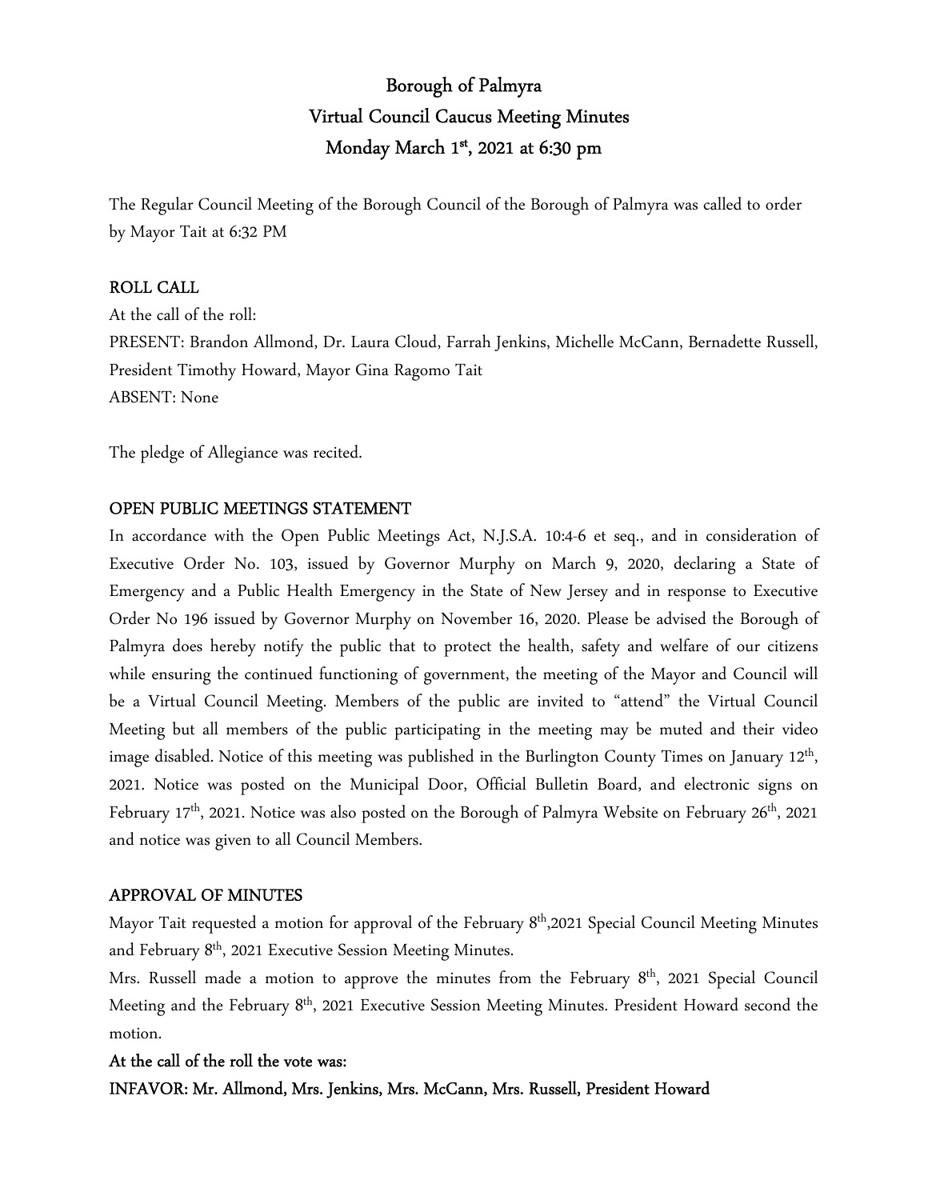# Borough of Palmyra
# Virtual Council Caucus Meeting Minutes
# Monday March 1st, 2021 at 6:30 pm

The Regular Council Meeting of the Borough Council of the Borough of Palmyra was called to order by Mayor Tait at 6:32 PM

## ROLL CALL

At the call of the roll:

PRESENT: Brandon Allmond, Dr. Laura Cloud, Farrah Jenkins, Michelle McCann, Bernadette Russell, President Timothy Howard, Mayor Gina Ragomo Tait

ABSENT: None

The pledge of Allegiance was recited.

## OPEN PUBLIC MEETINGS STATEMENT

In accordance with the Open Public Meetings Act, N.J.S.A. 10:4-6 et seq., and in consideration of Executive Order No. 103, issued by Governor Murphy on March 9, 2020, declaring a State of Emergency and a Public Health Emergency in the State of New Jersey and in response to Executive Order No 196 issued by Governor Murphy on November 16, 2020. Please be advised the Borough of Palmyra does hereby notify the public that to protect the health, safety and welfare of our citizens while ensuring the continued functioning of government, the meeting of the Mayor and Council will be a Virtual Council Meeting. Members of the public are invited to "attend" the Virtual Council Meeting but all members of the public participating in the meeting may be muted and their video image disabled. Notice of this meeting was published in the Burlington County Times on January 12th, 2021. Notice was posted on the Municipal Door, Official Bulletin Board, and electronic signs on February 17th, 2021. Notice was also posted on the Borough of Palmyra Website on February 26th, 2021 and notice was given to all Council Members.

## APPROVAL OF MINUTES

Mayor Tait requested a motion for approval of the February 8th,2021 Special Council Meeting Minutes and February 8th, 2021 Executive Session Meeting Minutes.

Mrs. Russell made a motion to approve the minutes from the February 8th, 2021 Special Council Meeting and the February 8th, 2021 Executive Session Meeting Minutes. President Howard second the motion.

**At the call of the roll the vote was:**

**INFAVOR: Mr. Allmond, Mrs. Jenkins, Mrs. McCann, Mrs. Russell, President Howard**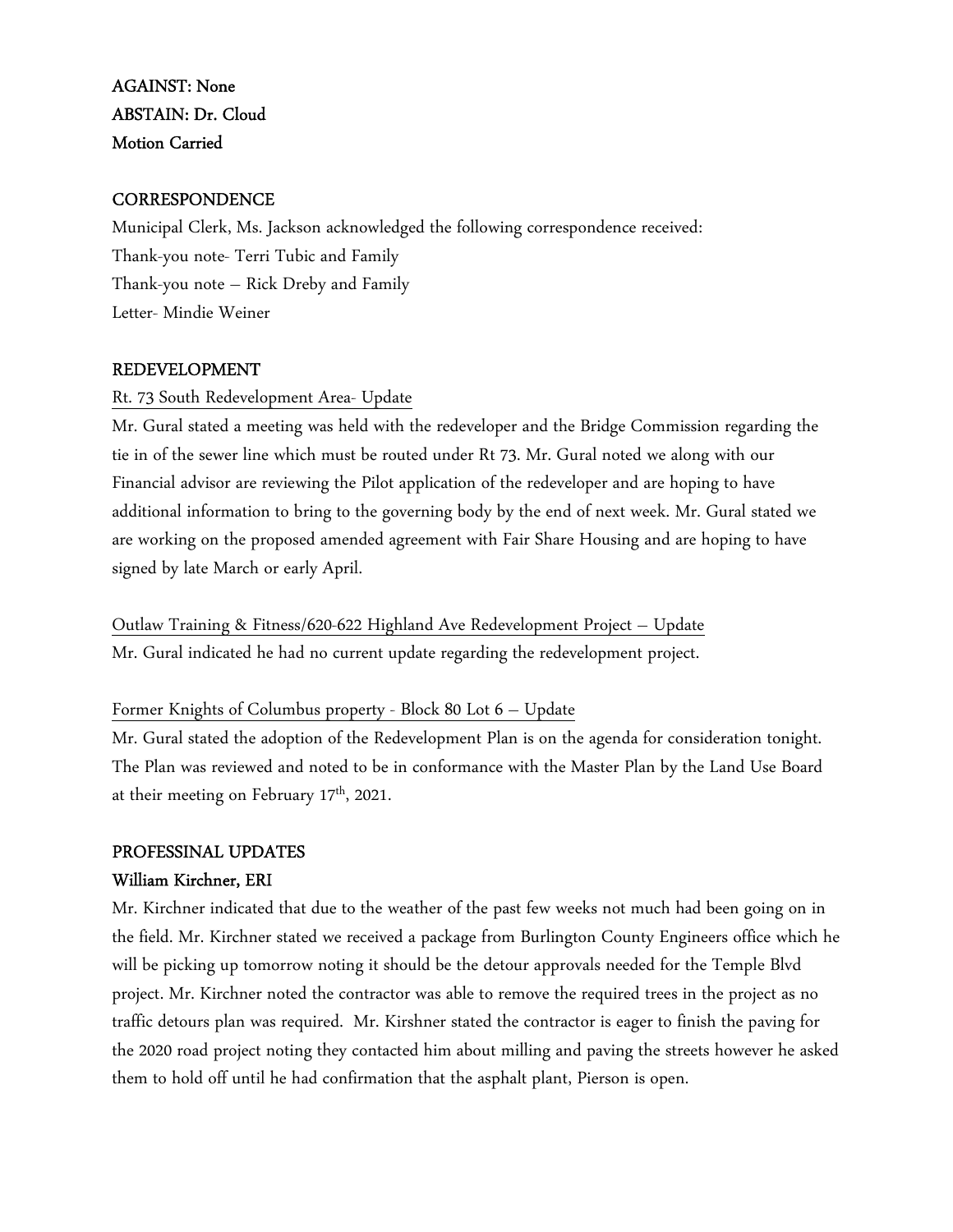**AGAINST: None**
**ABSTAIN: Dr. Cloud**
**Motion Carried**

## CORRESPONDENCE

Municipal Clerk, Ms. Jackson acknowledged the following correspondence received:
Thank-you note- Terri Tubic and Family
Thank-you note – Rick Dreby and Family
Letter- Mindie Weiner

## REDEVELOPMENT

Rt. 73 South Redevelopment Area- Update

Mr. Gural stated a meeting was held with the redeveloper and the Bridge Commission regarding the tie in of the sewer line which must be routed under Rt 73. Mr. Gural noted we along with our Financial advisor are reviewing the Pilot application of the redeveloper and are hoping to have additional information to bring to the governing body by the end of next week. Mr. Gural stated we are working on the proposed amended agreement with Fair Share Housing and are hoping to have signed by late March or early April.

Outlaw Training & Fitness/620-622 Highland Ave Redevelopment Project – Update

Mr. Gural indicated he had no current update regarding the redevelopment project.

Former Knights of Columbus property - Block 80 Lot 6 – Update

Mr. Gural stated the adoption of the Redevelopment Plan is on the agenda for consideration tonight. The Plan was reviewed and noted to be in conformance with the Master Plan by the Land Use Board at their meeting on February 17th, 2021.

## PROFESSINAL UPDATES

### William Kirchner, ERI

Mr. Kirchner indicated that due to the weather of the past few weeks not much had been going on in the field. Mr. Kirchner stated we received a package from Burlington County Engineers office which he will be picking up tomorrow noting it should be the detour approvals needed for the Temple Blvd project. Mr. Kirchner noted the contractor was able to remove the required trees in the project as no traffic detours plan was required. Mr. Kirshner stated the contractor is eager to finish the paving for the 2020 road project noting they contacted him about milling and paving the streets however he asked them to hold off until he had confirmation that the asphalt plant, Pierson is open.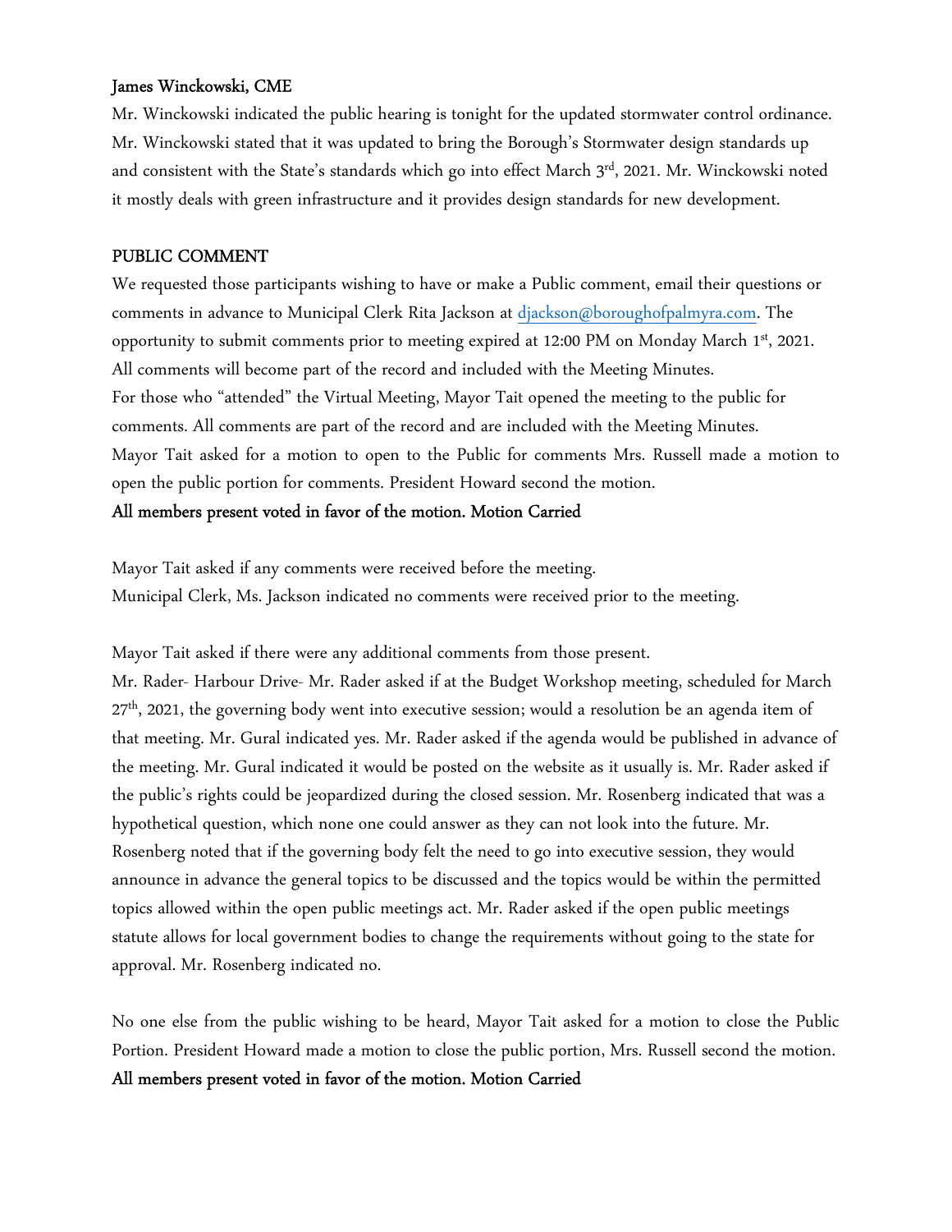**James Winckowski, CME**

Mr. Winckowski indicated the public hearing is tonight for the updated stormwater control ordinance. Mr. Winckowski stated that it was updated to bring the Borough's Stormwater design standards up and consistent with the State's standards which go into effect March 3rd, 2021. Mr. Winckowski noted it mostly deals with green infrastructure and it provides design standards for new development.

**PUBLIC COMMENT**

We requested those participants wishing to have or make a Public comment, email their questions or comments in advance to Municipal Clerk Rita Jackson at djackson@boroughofpalmyra.com. The opportunity to submit comments prior to meeting expired at 12:00 PM on Monday March 1st, 2021. All comments will become part of the record and included with the Meeting Minutes.

For those who "attended" the Virtual Meeting, Mayor Tait opened the meeting to the public for comments. All comments are part of the record and are included with the Meeting Minutes.

Mayor Tait asked for a motion to open to the Public for comments Mrs. Russell made a motion to open the public portion for comments. President Howard second the motion.

**All members present voted in favor of the motion. Motion Carried**

Mayor Tait asked if any comments were received before the meeting.

Municipal Clerk, Ms. Jackson indicated no comments were received prior to the meeting.

Mayor Tait asked if there were any additional comments from those present.

Mr. Rader- Harbour Drive- Mr. Rader asked if at the Budget Workshop meeting, scheduled for March 27th, 2021, the governing body went into executive session; would a resolution be an agenda item of that meeting. Mr. Gural indicated yes. Mr. Rader asked if the agenda would be published in advance of the meeting. Mr. Gural indicated it would be posted on the website as it usually is. Mr. Rader asked if the public's rights could be jeopardized during the closed session. Mr. Rosenberg indicated that was a hypothetical question, which none one could answer as they can not look into the future. Mr. Rosenberg noted that if the governing body felt the need to go into executive session, they would announce in advance the general topics to be discussed and the topics would be within the permitted topics allowed within the open public meetings act. Mr. Rader asked if the open public meetings statute allows for local government bodies to change the requirements without going to the state for approval. Mr. Rosenberg indicated no.

No one else from the public wishing to be heard, Mayor Tait asked for a motion to close the Public Portion. President Howard made a motion to close the public portion, Mrs. Russell second the motion.

**All members present voted in favor of the motion. Motion Carried**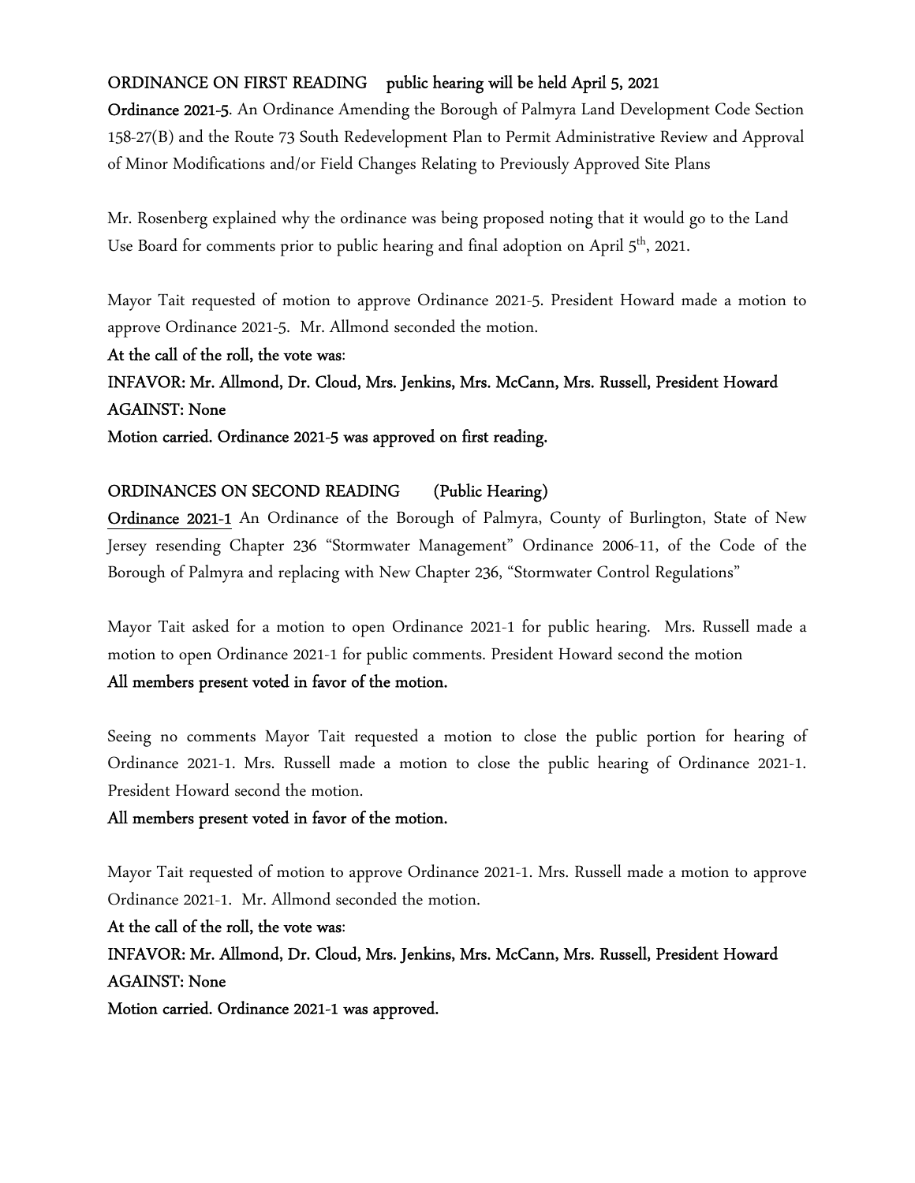**ORDINANCE ON FIRST READING public hearing will be held April 5, 2021**

**Ordinance 2021-5**. An Ordinance Amending the Borough of Palmyra Land Development Code Section 158-27(B) and the Route 73 South Redevelopment Plan to Permit Administrative Review and Approval of Minor Modifications and/or Field Changes Relating to Previously Approved Site Plans

Mr. Rosenberg explained why the ordinance was being proposed noting that it would go to the Land Use Board for comments prior to public hearing and final adoption on April 5th, 2021.

Mayor Tait requested of motion to approve Ordinance 2021-5. President Howard made a motion to approve Ordinance 2021-5. Mr. Allmond seconded the motion.

**At the call of the roll, the vote was:**

**INFAVOR: Mr. Allmond, Dr. Cloud, Mrs. Jenkins, Mrs. McCann, Mrs. Russell, President Howard**

**AGAINST: None**

**Motion carried. Ordinance 2021-5 was approved on first reading.**

**ORDINANCES ON SECOND READING (Public Hearing)**

**Ordinance 2021-1** An Ordinance of the Borough of Palmyra, County of Burlington, State of New Jersey resending Chapter 236 "Stormwater Management" Ordinance 2006-11, of the Code of the Borough of Palmyra and replacing with New Chapter 236, "Stormwater Control Regulations"

Mayor Tait asked for a motion to open Ordinance 2021-1 for public hearing. Mrs. Russell made a motion to open Ordinance 2021-1 for public comments. President Howard second the motion

**All members present voted in favor of the motion.**

Seeing no comments Mayor Tait requested a motion to close the public portion for hearing of Ordinance 2021-1. Mrs. Russell made a motion to close the public hearing of Ordinance 2021-1. President Howard second the motion.

**All members present voted in favor of the motion.**

Mayor Tait requested of motion to approve Ordinance 2021-1. Mrs. Russell made a motion to approve Ordinance 2021-1. Mr. Allmond seconded the motion.

**At the call of the roll, the vote was:**

**INFAVOR: Mr. Allmond, Dr. Cloud, Mrs. Jenkins, Mrs. McCann, Mrs. Russell, President Howard**

**AGAINST: None**

**Motion carried. Ordinance 2021-1 was approved.**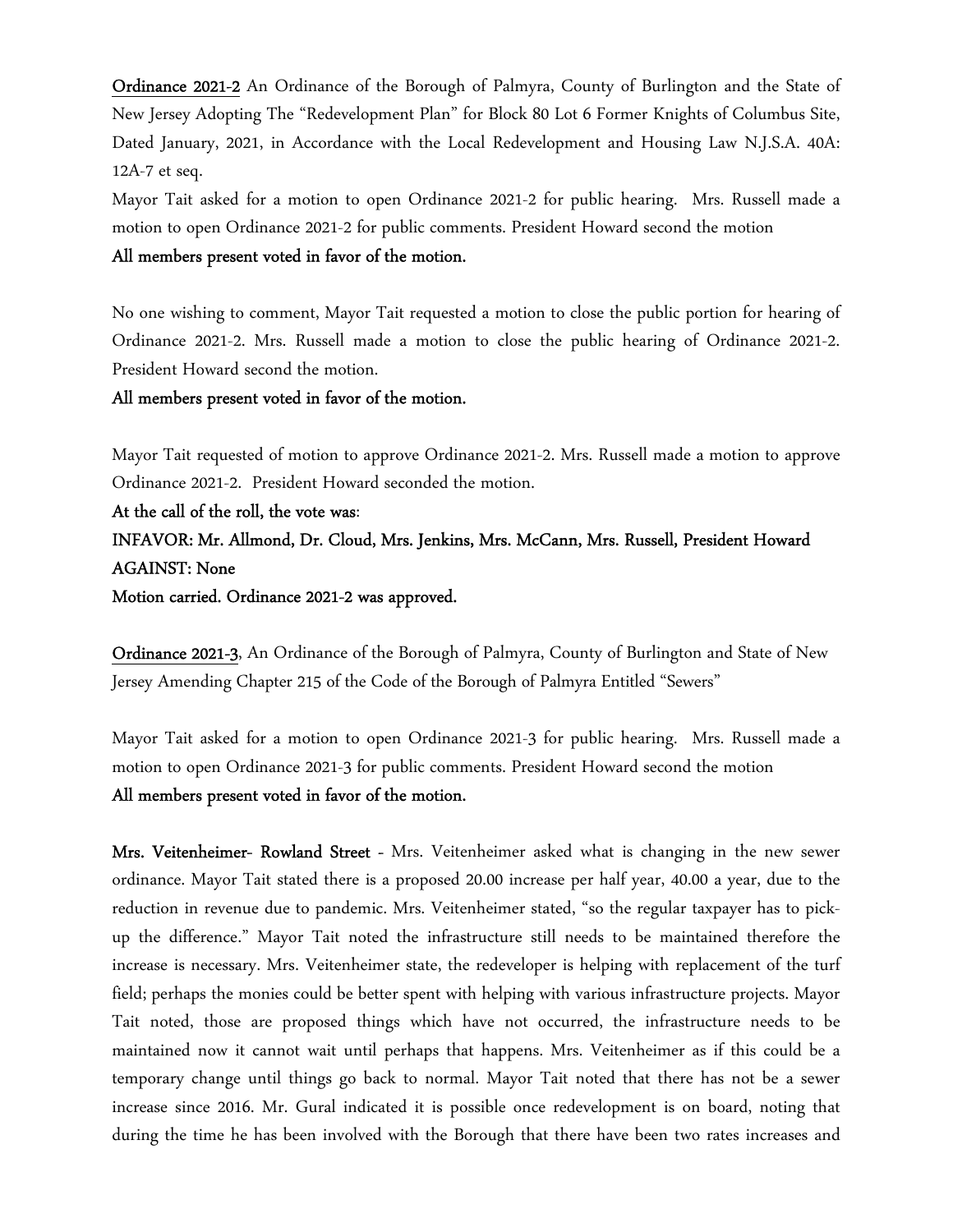**Ordinance 2021-2** An Ordinance of the Borough of Palmyra, County of Burlington and the State of New Jersey Adopting The "Redevelopment Plan" for Block 80 Lot 6 Former Knights of Columbus Site, Dated January, 2021, in Accordance with the Local Redevelopment and Housing Law N.J.S.A. 40A: 12A-7 et seq.

Mayor Tait asked for a motion to open Ordinance 2021-2 for public hearing. Mrs. Russell made a motion to open Ordinance 2021-2 for public comments. President Howard second the motion

**All members present voted in favor of the motion.**

No one wishing to comment, Mayor Tait requested a motion to close the public portion for hearing of Ordinance 2021-2. Mrs. Russell made a motion to close the public hearing of Ordinance 2021-2. President Howard second the motion.

**All members present voted in favor of the motion.**

Mayor Tait requested of motion to approve Ordinance 2021-2. Mrs. Russell made a motion to approve Ordinance 2021-2. President Howard seconded the motion.

**At the call of the roll, the vote was**:

**INFAVOR: Mr. Allmond, Dr. Cloud, Mrs. Jenkins, Mrs. McCann, Mrs. Russell, President Howard**

**AGAINST: None**

**Motion carried. Ordinance 2021-2 was approved.**

**Ordinance 2021-3**, An Ordinance of the Borough of Palmyra, County of Burlington and State of New Jersey Amending Chapter 215 of the Code of the Borough of Palmyra Entitled "Sewers"

Mayor Tait asked for a motion to open Ordinance 2021-3 for public hearing. Mrs. Russell made a motion to open Ordinance 2021-3 for public comments. President Howard second the motion

**All members present voted in favor of the motion.**

**Mrs. Veitenheimer- Rowland Street** - Mrs. Veitenheimer asked what is changing in the new sewer ordinance. Mayor Tait stated there is a proposed 20.00 increase per half year, 40.00 a year, due to the reduction in revenue due to pandemic. Mrs. Veitenheimer stated, "so the regular taxpayer has to pick-up the difference." Mayor Tait noted the infrastructure still needs to be maintained therefore the increase is necessary. Mrs. Veitenheimer state, the redeveloper is helping with replacement of the turf field; perhaps the monies could be better spent with helping with various infrastructure projects. Mayor Tait noted, those are proposed things which have not occurred, the infrastructure needs to be maintained now it cannot wait until perhaps that happens. Mrs. Veitenheimer as if this could be a temporary change until things go back to normal. Mayor Tait noted that there has not be a sewer increase since 2016. Mr. Gural indicated it is possible once redevelopment is on board, noting that during the time he has been involved with the Borough that there have been two rates increases and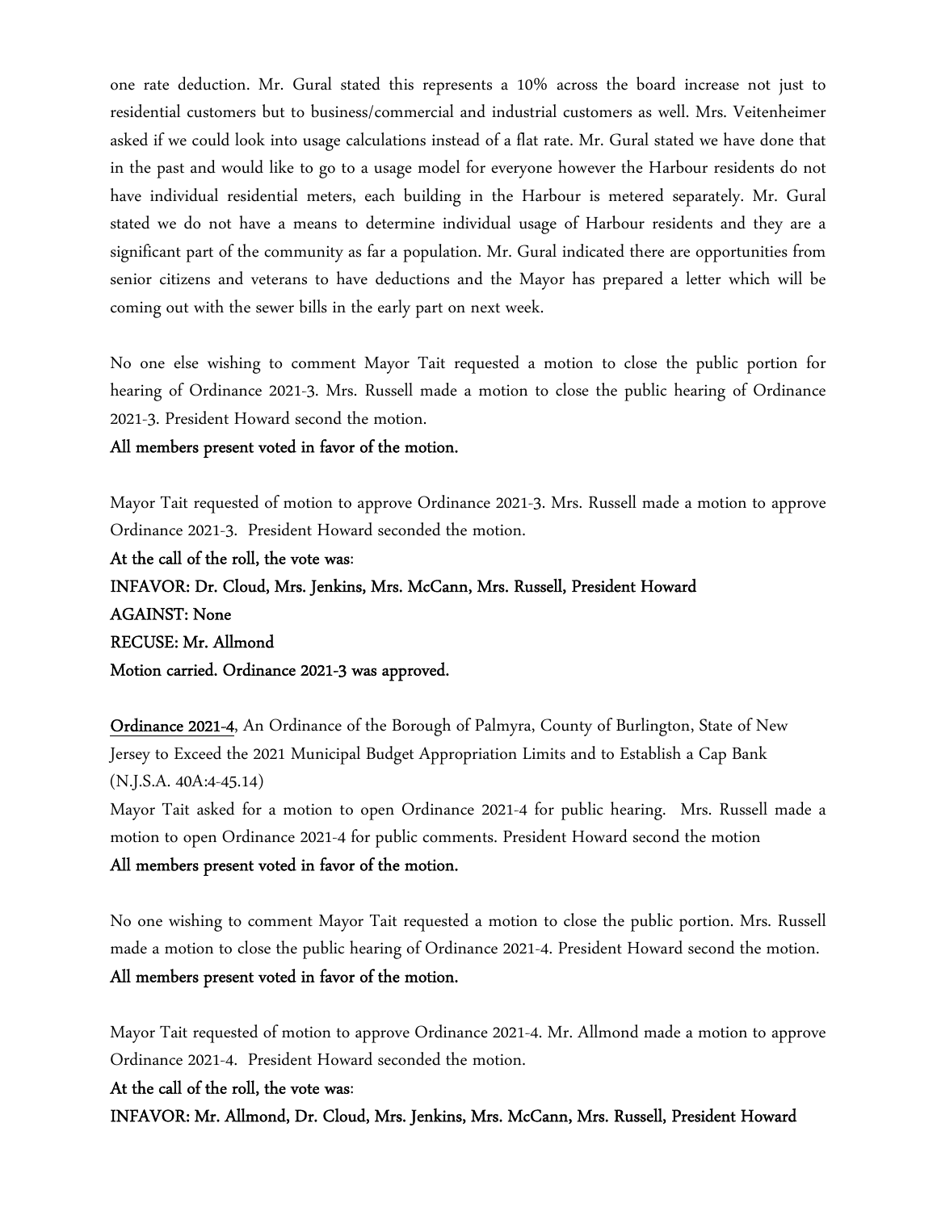one rate deduction. Mr. Gural stated this represents a 10% across the board increase not just to residential customers but to business/commercial and industrial customers as well. Mrs. Veitenheimer asked if we could look into usage calculations instead of a flat rate. Mr. Gural stated we have done that in the past and would like to go to a usage model for everyone however the Harbour residents do not have individual residential meters, each building in the Harbour is metered separately. Mr. Gural stated we do not have a means to determine individual usage of Harbour residents and they are a significant part of the community as far a population. Mr. Gural indicated there are opportunities from senior citizens and veterans to have deductions and the Mayor has prepared a letter which will be coming out with the sewer bills in the early part on next week.

No one else wishing to comment Mayor Tait requested a motion to close the public portion for hearing of Ordinance 2021-3. Mrs. Russell made a motion to close the public hearing of Ordinance 2021-3. President Howard second the motion.

**All members present voted in favor of the motion.**

Mayor Tait requested of motion to approve Ordinance 2021-3. Mrs. Russell made a motion to approve Ordinance 2021-3. President Howard seconded the motion.

**At the call of the roll, the vote was**:

**INFAVOR: Dr. Cloud, Mrs. Jenkins, Mrs. McCann, Mrs. Russell, President Howard**

**AGAINST: None**

**RECUSE: Mr. Allmond**

**Motion carried. Ordinance 2021-3 was approved.**

Ordinance 2021-4, An Ordinance of the Borough of Palmyra, County of Burlington, State of New Jersey to Exceed the 2021 Municipal Budget Appropriation Limits and to Establish a Cap Bank (N.J.S.A. 40A:4-45.14)

Mayor Tait asked for a motion to open Ordinance 2021-4 for public hearing. Mrs. Russell made a motion to open Ordinance 2021-4 for public comments. President Howard second the motion

**All members present voted in favor of the motion.**

No one wishing to comment Mayor Tait requested a motion to close the public portion. Mrs. Russell made a motion to close the public hearing of Ordinance 2021-4. President Howard second the motion.

**All members present voted in favor of the motion.**

Mayor Tait requested of motion to approve Ordinance 2021-4. Mr. Allmond made a motion to approve Ordinance 2021-4. President Howard seconded the motion.

**At the call of the roll, the vote was**:

**INFAVOR: Mr. Allmond, Dr. Cloud, Mrs. Jenkins, Mrs. McCann, Mrs. Russell, President Howard**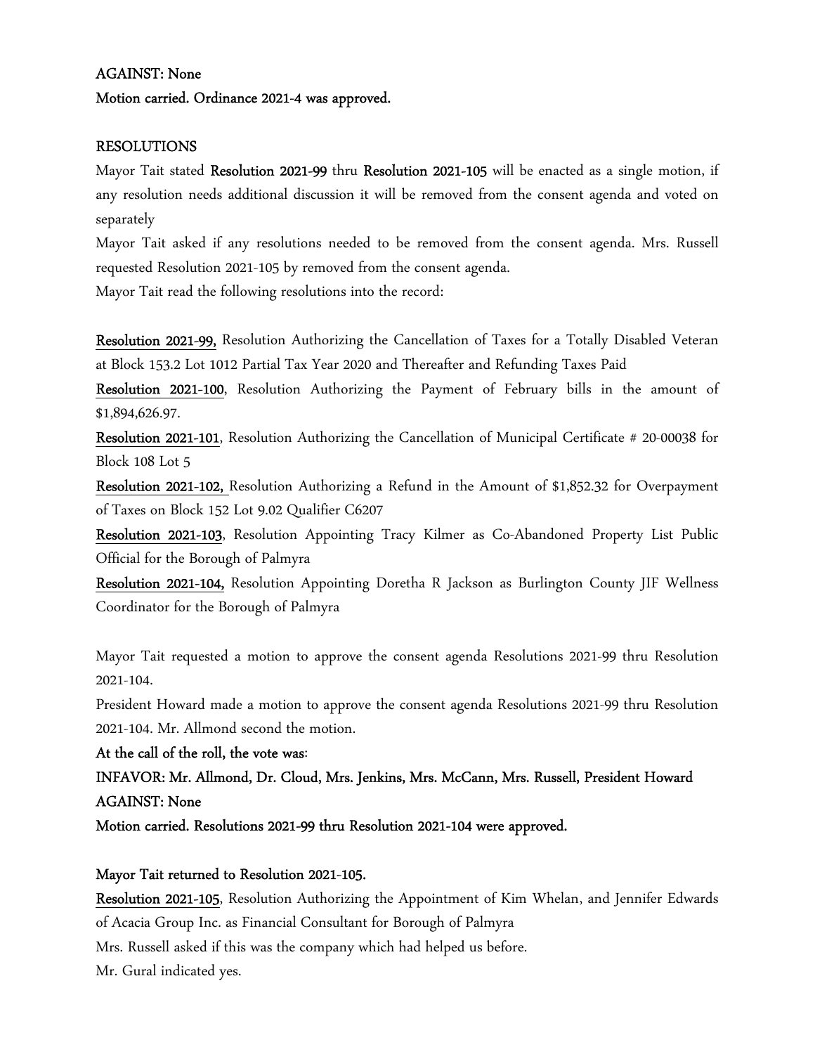**AGAINST: None**

**Motion carried. Ordinance 2021-4 was approved.**

**RESOLUTIONS**

Mayor Tait stated **Resolution 2021-99** thru **Resolution 2021-105** will be enacted as a single motion, if any resolution needs additional discussion it will be removed from the consent agenda and voted on separately

Mayor Tait asked if any resolutions needed to be removed from the consent agenda. Mrs. Russell requested Resolution 2021-105 by removed from the consent agenda.

Mayor Tait read the following resolutions into the record:

**Resolution 2021-99,** Resolution Authorizing the Cancellation of Taxes for a Totally Disabled Veteran at Block 153.2 Lot 1012 Partial Tax Year 2020 and Thereafter and Refunding Taxes Paid

**Resolution 2021-100**, Resolution Authorizing the Payment of February bills in the amount of $1,894,626.97.

**Resolution 2021-101**, Resolution Authorizing the Cancellation of Municipal Certificate # 20-00038 for Block 108 Lot 5

**Resolution 2021-102,** Resolution Authorizing a Refund in the Amount of $1,852.32 for Overpayment of Taxes on Block 152 Lot 9.02 Qualifier C6207

**Resolution 2021-103**, Resolution Appointing Tracy Kilmer as Co-Abandoned Property List Public Official for the Borough of Palmyra

**Resolution 2021-104,** Resolution Appointing Doretha R Jackson as Burlington County JIF Wellness Coordinator for the Borough of Palmyra

Mayor Tait requested a motion to approve the consent agenda Resolutions 2021-99 thru Resolution 2021-104.

President Howard made a motion to approve the consent agenda Resolutions 2021-99 thru Resolution 2021-104. Mr. Allmond second the motion.

**At the call of the roll, the vote was**:

**INFAVOR: Mr. Allmond, Dr. Cloud, Mrs. Jenkins, Mrs. McCann, Mrs. Russell, President Howard**

**AGAINST: None**

**Motion carried. Resolutions 2021-99 thru Resolution 2021-104 were approved.**

**Mayor Tait returned to Resolution 2021-105.**

**Resolution 2021-105**, Resolution Authorizing the Appointment of Kim Whelan, and Jennifer Edwards of Acacia Group Inc. as Financial Consultant for Borough of Palmyra

Mrs. Russell asked if this was the company which had helped us before.

Mr. Gural indicated yes.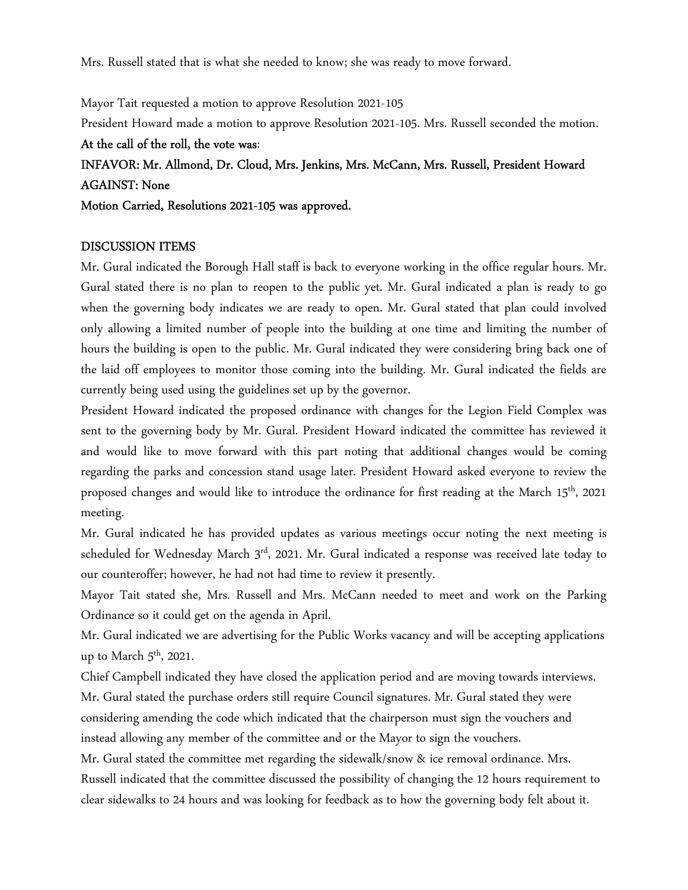Mrs. Russell stated that is what she needed to know; she was ready to move forward.

Mayor Tait requested a motion to approve Resolution 2021-105

President Howard made a motion to approve Resolution 2021-105. Mrs. Russell seconded the motion.

**At the call of the roll, the vote was**:

**INFAVOR: Mr. Allmond, Dr. Cloud, Mrs. Jenkins, Mrs. McCann, Mrs. Russell, President Howard**

**AGAINST: None**

**Motion Carried, Resolutions 2021-105 was approved.**

## DISCUSSION ITEMS

Mr. Gural indicated the Borough Hall staff is back to everyone working in the office regular hours. Mr. Gural stated there is no plan to reopen to the public yet. Mr. Gural indicated a plan is ready to go when the governing body indicates we are ready to open. Mr. Gural stated that plan could involved only allowing a limited number of people into the building at one time and limiting the number of hours the building is open to the public. Mr. Gural indicated they were considering bring back one of the laid off employees to monitor those coming into the building. Mr. Gural indicated the fields are currently being used using the guidelines set up by the governor.

President Howard indicated the proposed ordinance with changes for the Legion Field Complex was sent to the governing body by Mr. Gural. President Howard indicated the committee has reviewed it and would like to move forward with this part noting that additional changes would be coming regarding the parks and concession stand usage later. President Howard asked everyone to review the proposed changes and would like to introduce the ordinance for first reading at the March 15th, 2021 meeting.

Mr. Gural indicated he has provided updates as various meetings occur noting the next meeting is scheduled for Wednesday March 3rd, 2021. Mr. Gural indicated a response was received late today to our counteroffer; however, he had not had time to review it presently.

Mayor Tait stated she, Mrs. Russell and Mrs. McCann needed to meet and work on the Parking Ordinance so it could get on the agenda in April.

Mr. Gural indicated we are advertising for the Public Works vacancy and will be accepting applications up to March 5th, 2021.

Chief Campbell indicated they have closed the application period and are moving towards interviews.

Mr. Gural stated the purchase orders still require Council signatures. Mr. Gural stated they were considering amending the code which indicated that the chairperson must sign the vouchers and instead allowing any member of the committee and or the Mayor to sign the vouchers.

Mr. Gural stated the committee met regarding the sidewalk/snow & ice removal ordinance. Mrs. Russell indicated that the committee discussed the possibility of changing the 12 hours requirement to clear sidewalks to 24 hours and was looking for feedback as to how the governing body felt about it.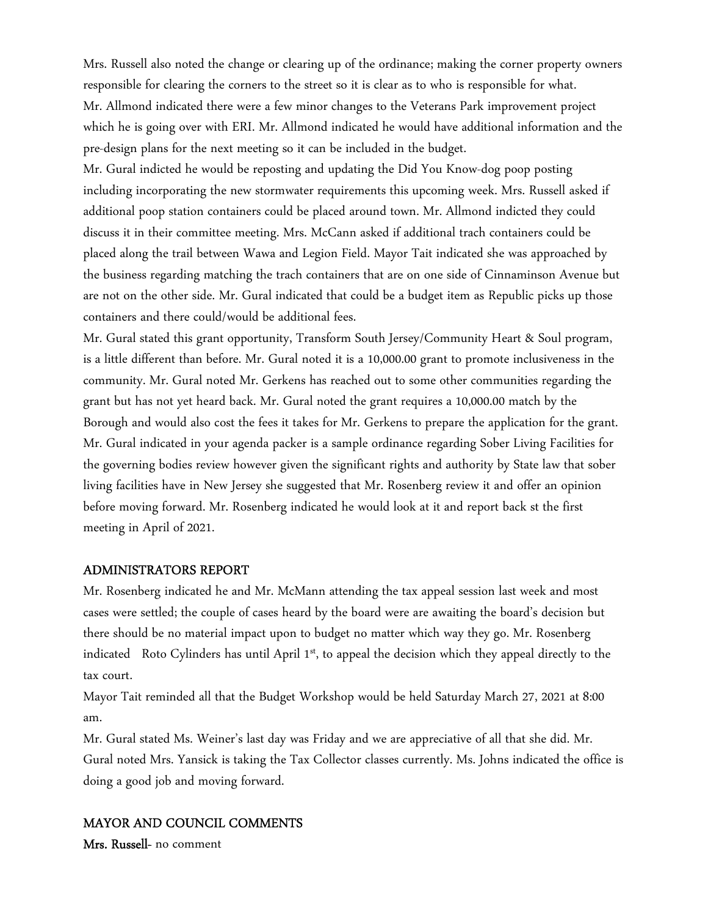Mrs. Russell also noted the change or clearing up of the ordinance; making the corner property owners responsible for clearing the corners to the street so it is clear as to who is responsible for what.
Mr. Allmond indicated there were a few minor changes to the Veterans Park improvement project which he is going over with ERI. Mr. Allmond indicated he would have additional information and the pre-design plans for the next meeting so it can be included in the budget.
Mr. Gural indicted he would be reposting and updating the Did You Know-dog poop posting including incorporating the new stormwater requirements this upcoming week. Mrs. Russell asked if additional poop station containers could be placed around town. Mr. Allmond indicted they could discuss it in their committee meeting. Mrs. McCann asked if additional trach containers could be placed along the trail between Wawa and Legion Field. Mayor Tait indicated she was approached by the business regarding matching the trach containers that are on one side of Cinnaminson Avenue but are not on the other side. Mr. Gural indicated that could be a budget item as Republic picks up those containers and there could/would be additional fees.
Mr. Gural stated this grant opportunity, Transform South Jersey/Community Heart & Soul program, is a little different than before. Mr. Gural noted it is a 10,000.00 grant to promote inclusiveness in the community. Mr. Gural noted Mr. Gerkens has reached out to some other communities regarding the grant but has not yet heard back. Mr. Gural noted the grant requires a 10,000.00 match by the Borough and would also cost the fees it takes for Mr. Gerkens to prepare the application for the grant.
Mr. Gural indicated in your agenda packer is a sample ordinance regarding Sober Living Facilities for the governing bodies review however given the significant rights and authority by State law that sober living facilities have in New Jersey she suggested that Mr. Rosenberg review it and offer an opinion before moving forward. Mr. Rosenberg indicated he would look at it and report back st the first meeting in April of 2021.

## ADMINISTRATORS REPORT

Mr. Rosenberg indicated he and Mr. McMann attending the tax appeal session last week and most cases were settled; the couple of cases heard by the board were are awaiting the board's decision but there should be no material impact upon to budget no matter which way they go. Mr. Rosenberg indicated Roto Cylinders has until April 1st, to appeal the decision which they appeal directly to the tax court.
Mayor Tait reminded all that the Budget Workshop would be held Saturday March 27, 2021 at 8:00 am.
Mr. Gural stated Ms. Weiner's last day was Friday and we are appreciative of all that she did. Mr. Gural noted Mrs. Yansick is taking the Tax Collector classes currently. Ms. Johns indicated the office is doing a good job and moving forward.

## MAYOR AND COUNCIL COMMENTS

**Mrs. Russell**- no comment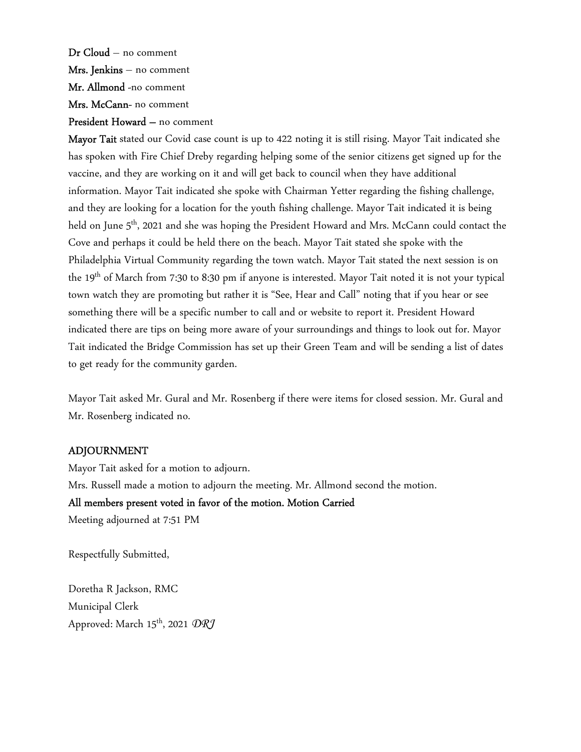**Dr Cloud** – no comment

**Mrs. Jenkins** – no comment

**Mr. Allmond** -no comment

**Mrs. McCann**- no comment

**President Howard –** no comment

**Mayor Tait** stated our Covid case count is up to 422 noting it is still rising. Mayor Tait indicated she has spoken with Fire Chief Dreby regarding helping some of the senior citizens get signed up for the vaccine, and they are working on it and will get back to council when they have additional information. Mayor Tait indicated she spoke with Chairman Yetter regarding the fishing challenge, and they are looking for a location for the youth fishing challenge. Mayor Tait indicated it is being held on June 5th, 2021 and she was hoping the President Howard and Mrs. McCann could contact the Cove and perhaps it could be held there on the beach. Mayor Tait stated she spoke with the Philadelphia Virtual Community regarding the town watch. Mayor Tait stated the next session is on the 19th of March from 7:30 to 8:30 pm if anyone is interested. Mayor Tait noted it is not your typical town watch they are promoting but rather it is "See, Hear and Call" noting that if you hear or see something there will be a specific number to call and or website to report it. President Howard indicated there are tips on being more aware of your surroundings and things to look out for. Mayor Tait indicated the Bridge Commission has set up their Green Team and will be sending a list of dates to get ready for the community garden.

Mayor Tait asked Mr. Gural and Mr. Rosenberg if there were items for closed session. Mr. Gural and Mr. Rosenberg indicated no.

## ADJOURNMENT

Mayor Tait asked for a motion to adjourn.

Mrs. Russell made a motion to adjourn the meeting. Mr. Allmond second the motion.

**All members present voted in favor of the motion. Motion Carried**

Meeting adjourned at 7:51 PM

Respectfully Submitted,

Doretha R Jackson, RMC
Municipal Clerk
Approved: March 15th, 2021 *DRJ*